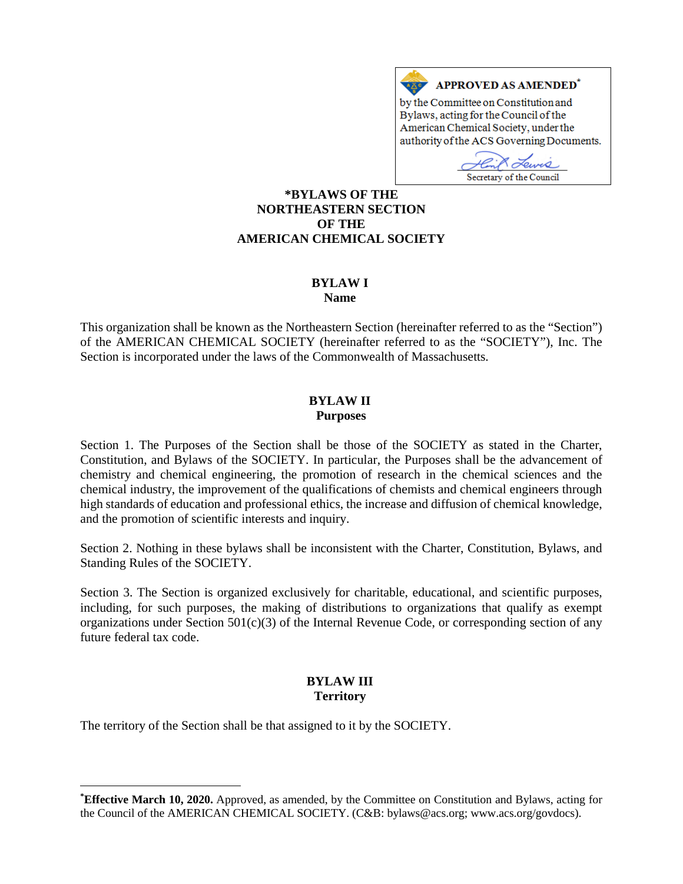**APPROVED AS AMENDED**[*]

by the Committee on Constitution and Bylaws, acting for the Council of the American Chemical Society, under the authority of the ACS Governing Documents.

Secretary of the Council

# *BYLAWS OF THE NORTHEASTERN SECTION OF THE AMERICAN CHEMICAL SOCIETY

## BYLAW I
## Name

This organization shall be known as the Northeastern Section (hereinafter referred to as the "Section") of the AMERICAN CHEMICAL SOCIETY (hereinafter referred to as the "SOCIETY"), Inc. The Section is incorporated under the laws of the Commonwealth of Massachusetts.

## BYLAW II
## Purposes

Section 1. The Purposes of the Section shall be those of the SOCIETY as stated in the Charter, Constitution, and Bylaws of the SOCIETY. In particular, the Purposes shall be the advancement of chemistry and chemical engineering, the promotion of research in the chemical sciences and the chemical industry, the improvement of the qualifications of chemists and chemical engineers through high standards of education and professional ethics, the increase and diffusion of chemical knowledge, and the promotion of scientific interests and inquiry.

Section 2. Nothing in these bylaws shall be inconsistent with the Charter, Constitution, Bylaws, and Standing Rules of the SOCIETY.

Section 3. The Section is organized exclusively for charitable, educational, and scientific purposes, including, for such purposes, the making of distributions to organizations that qualify as exempt organizations under Section 501(c)(3) of the Internal Revenue Code, or corresponding section of any future federal tax code.

## BYLAW III
## Territory

The territory of the Section shall be that assigned to it by the SOCIETY.

---

[*]**Effective March 10, 2020.** Approved, as amended, by the Committee on Constitution and Bylaws, acting for the Council of the AMERICAN CHEMICAL SOCIETY. (C&B: bylaws@acs.org; www.acs.org/govdocs).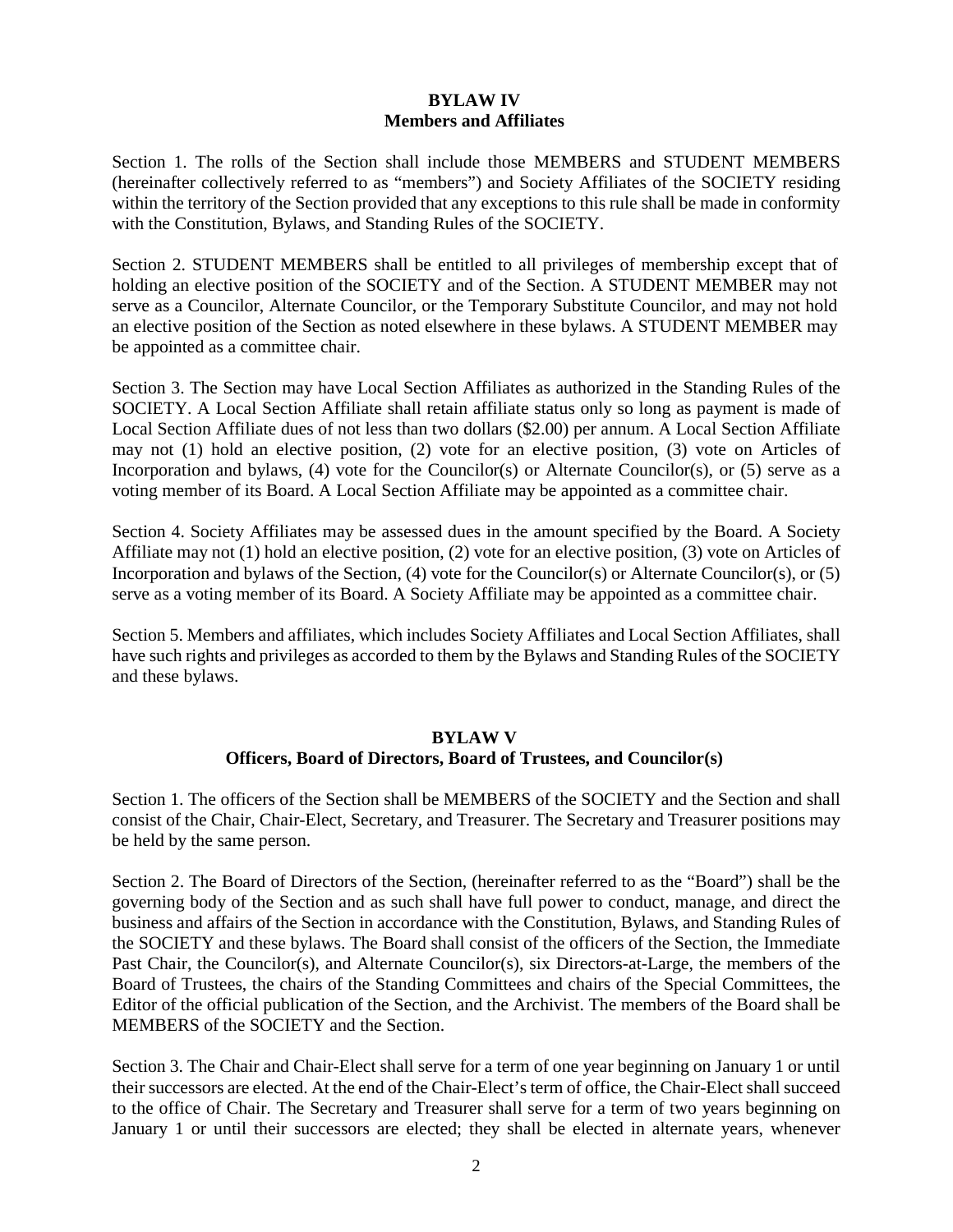## BYLAW IV
## Members and Affiliates

Section 1. The rolls of the Section shall include those MEMBERS and STUDENT MEMBERS (hereinafter collectively referred to as "members") and Society Affiliates of the SOCIETY residing within the territory of the Section provided that any exceptions to this rule shall be made in conformity with the Constitution, Bylaws, and Standing Rules of the SOCIETY.

Section 2. STUDENT MEMBERS shall be entitled to all privileges of membership except that of holding an elective position of the SOCIETY and of the Section. A STUDENT MEMBER may not serve as a Councilor, Alternate Councilor, or the Temporary Substitute Councilor, and may not hold an elective position of the Section as noted elsewhere in these bylaws. A STUDENT MEMBER may be appointed as a committee chair.

Section 3. The Section may have Local Section Affiliates as authorized in the Standing Rules of the SOCIETY. A Local Section Affiliate shall retain affiliate status only so long as payment is made of Local Section Affiliate dues of not less than two dollars ($2.00) per annum. A Local Section Affiliate may not (1) hold an elective position, (2) vote for an elective position, (3) vote on Articles of Incorporation and bylaws, (4) vote for the Councilor(s) or Alternate Councilor(s), or (5) serve as a voting member of its Board. A Local Section Affiliate may be appointed as a committee chair.

Section 4. Society Affiliates may be assessed dues in the amount specified by the Board. A Society Affiliate may not (1) hold an elective position, (2) vote for an elective position, (3) vote on Articles of Incorporation and bylaws of the Section, (4) vote for the Councilor(s) or Alternate Councilor(s), or (5) serve as a voting member of its Board. A Society Affiliate may be appointed as a committee chair.

Section 5. Members and affiliates, which includes Society Affiliates and Local Section Affiliates, shall have such rights and privileges as accorded to them by the Bylaws and Standing Rules of the SOCIETY and these bylaws.

## BYLAW V
## Officers, Board of Directors, Board of Trustees, and Councilor(s)

Section 1. The officers of the Section shall be MEMBERS of the SOCIETY and the Section and shall consist of the Chair, Chair-Elect, Secretary, and Treasurer. The Secretary and Treasurer positions may be held by the same person.

Section 2. The Board of Directors of the Section, (hereinafter referred to as the "Board") shall be the governing body of the Section and as such shall have full power to conduct, manage, and direct the business and affairs of the Section in accordance with the Constitution, Bylaws, and Standing Rules of the SOCIETY and these bylaws. The Board shall consist of the officers of the Section, the Immediate Past Chair, the Councilor(s), and Alternate Councilor(s), six Directors-at-Large, the members of the Board of Trustees, the chairs of the Standing Committees and chairs of the Special Committees, the Editor of the official publication of the Section, and the Archivist. The members of the Board shall be MEMBERS of the SOCIETY and the Section.

Section 3. The Chair and Chair-Elect shall serve for a term of one year beginning on January 1 or until their successors are elected. At the end of the Chair-Elect's term of office, the Chair-Elect shall succeed to the office of Chair. The Secretary and Treasurer shall serve for a term of two years beginning on January 1 or until their successors are elected; they shall be elected in alternate years, whenever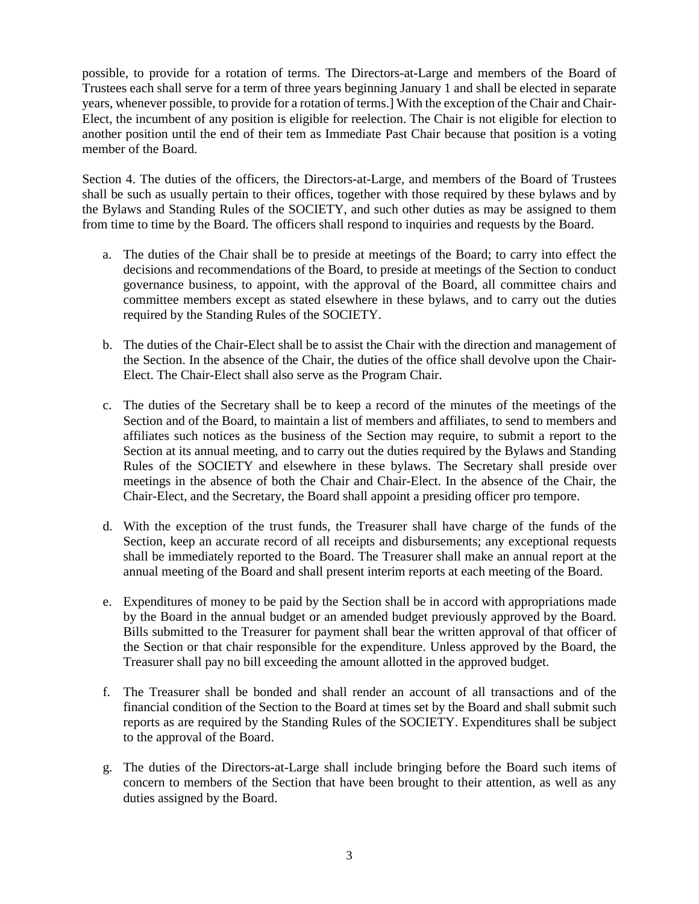possible, to provide for a rotation of terms. The Directors-at-Large and members of the Board of Trustees each shall serve for a term of three years beginning January 1 and shall be elected in separate years, whenever possible, to provide for a rotation of terms.] With the exception of the Chair and Chair-Elect, the incumbent of any position is eligible for reelection. The Chair is not eligible for election to another position until the end of their tem as Immediate Past Chair because that position is a voting member of the Board.

Section 4. The duties of the officers, the Directors-at-Large, and members of the Board of Trustees shall be such as usually pertain to their offices, together with those required by these bylaws and by the Bylaws and Standing Rules of the SOCIETY, and such other duties as may be assigned to them from time to time by the Board. The officers shall respond to inquiries and requests by the Board.

a. The duties of the Chair shall be to preside at meetings of the Board; to carry into effect the decisions and recommendations of the Board, to preside at meetings of the Section to conduct governance business, to appoint, with the approval of the Board, all committee chairs and committee members except as stated elsewhere in these bylaws, and to carry out the duties required by the Standing Rules of the SOCIETY.

b. The duties of the Chair-Elect shall be to assist the Chair with the direction and management of the Section. In the absence of the Chair, the duties of the office shall devolve upon the Chair-Elect. The Chair-Elect shall also serve as the Program Chair.

c. The duties of the Secretary shall be to keep a record of the minutes of the meetings of the Section and of the Board, to maintain a list of members and affiliates, to send to members and affiliates such notices as the business of the Section may require, to submit a report to the Section at its annual meeting, and to carry out the duties required by the Bylaws and Standing Rules of the SOCIETY and elsewhere in these bylaws. The Secretary shall preside over meetings in the absence of both the Chair and Chair-Elect. In the absence of the Chair, the Chair-Elect, and the Secretary, the Board shall appoint a presiding officer pro tempore.

d. With the exception of the trust funds, the Treasurer shall have charge of the funds of the Section, keep an accurate record of all receipts and disbursements; any exceptional requests shall be immediately reported to the Board. The Treasurer shall make an annual report at the annual meeting of the Board and shall present interim reports at each meeting of the Board.

e. Expenditures of money to be paid by the Section shall be in accord with appropriations made by the Board in the annual budget or an amended budget previously approved by the Board. Bills submitted to the Treasurer for payment shall bear the written approval of that officer of the Section or that chair responsible for the expenditure. Unless approved by the Board, the Treasurer shall pay no bill exceeding the amount allotted in the approved budget.

f. The Treasurer shall be bonded and shall render an account of all transactions and of the financial condition of the Section to the Board at times set by the Board and shall submit such reports as are required by the Standing Rules of the SOCIETY. Expenditures shall be subject to the approval of the Board.

g. The duties of the Directors-at-Large shall include bringing before the Board such items of concern to members of the Section that have been brought to their attention, as well as any duties assigned by the Board.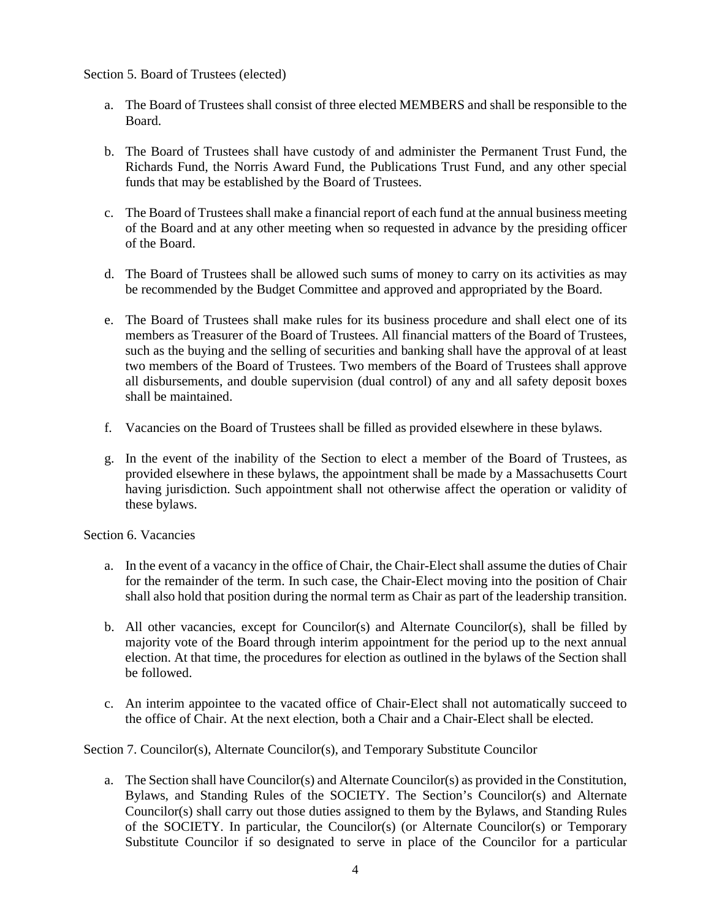Section 5. Board of Trustees (elected)

a. The Board of Trustees shall consist of three elected MEMBERS and shall be responsible to the Board.

b. The Board of Trustees shall have custody of and administer the Permanent Trust Fund, the Richards Fund, the Norris Award Fund, the Publications Trust Fund, and any other special funds that may be established by the Board of Trustees.

c. The Board of Trustees shall make a financial report of each fund at the annual business meeting of the Board and at any other meeting when so requested in advance by the presiding officer of the Board.

d. The Board of Trustees shall be allowed such sums of money to carry on its activities as may be recommended by the Budget Committee and approved and appropriated by the Board.

e. The Board of Trustees shall make rules for its business procedure and shall elect one of its members as Treasurer of the Board of Trustees. All financial matters of the Board of Trustees, such as the buying and the selling of securities and banking shall have the approval of at least two members of the Board of Trustees. Two members of the Board of Trustees shall approve all disbursements, and double supervision (dual control) of any and all safety deposit boxes shall be maintained.

f. Vacancies on the Board of Trustees shall be filled as provided elsewhere in these bylaws.

g. In the event of the inability of the Section to elect a member of the Board of Trustees, as provided elsewhere in these bylaws, the appointment shall be made by a Massachusetts Court having jurisdiction. Such appointment shall not otherwise affect the operation or validity of these bylaws.

Section 6. Vacancies

a. In the event of a vacancy in the office of Chair, the Chair-Elect shall assume the duties of Chair for the remainder of the term. In such case, the Chair-Elect moving into the position of Chair shall also hold that position during the normal term as Chair as part of the leadership transition.

b. All other vacancies, except for Councilor(s) and Alternate Councilor(s), shall be filled by majority vote of the Board through interim appointment for the period up to the next annual election. At that time, the procedures for election as outlined in the bylaws of the Section shall be followed.

c. An interim appointee to the vacated office of Chair-Elect shall not automatically succeed to the office of Chair. At the next election, both a Chair and a Chair-Elect shall be elected.

Section 7. Councilor(s), Alternate Councilor(s), and Temporary Substitute Councilor

a. The Section shall have Councilor(s) and Alternate Councilor(s) as provided in the Constitution, Bylaws, and Standing Rules of the SOCIETY. The Section's Councilor(s) and Alternate Councilor(s) shall carry out those duties assigned to them by the Bylaws, and Standing Rules of the SOCIETY. In particular, the Councilor(s) (or Alternate Councilor(s) or Temporary Substitute Councilor if so designated to serve in place of the Councilor for a particular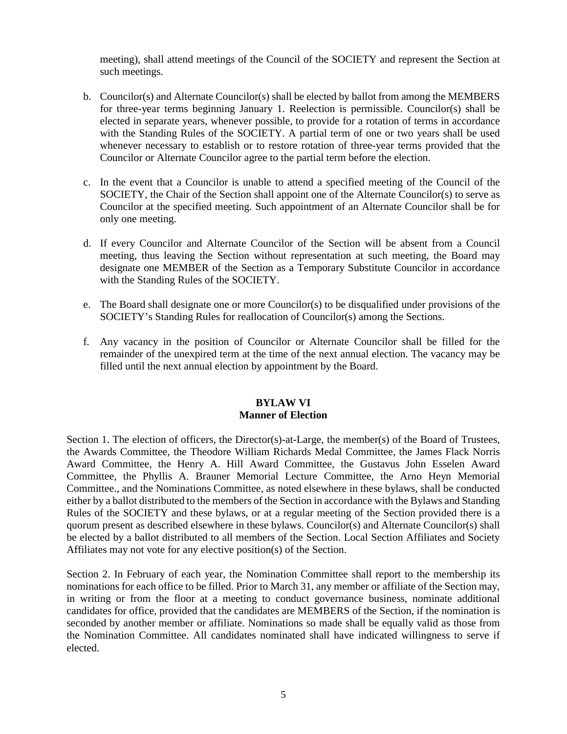meeting), shall attend meetings of the Council of the SOCIETY and represent the Section at such meetings.

b. Councilor(s) and Alternate Councilor(s) shall be elected by ballot from among the MEMBERS for three-year terms beginning January 1. Reelection is permissible. Councilor(s) shall be elected in separate years, whenever possible, to provide for a rotation of terms in accordance with the Standing Rules of the SOCIETY. A partial term of one or two years shall be used whenever necessary to establish or to restore rotation of three-year terms provided that the Councilor or Alternate Councilor agree to the partial term before the election.

c. In the event that a Councilor is unable to attend a specified meeting of the Council of the SOCIETY, the Chair of the Section shall appoint one of the Alternate Councilor(s) to serve as Councilor at the specified meeting. Such appointment of an Alternate Councilor shall be for only one meeting.

d. If every Councilor and Alternate Councilor of the Section will be absent from a Council meeting, thus leaving the Section without representation at such meeting, the Board may designate one MEMBER of the Section as a Temporary Substitute Councilor in accordance with the Standing Rules of the SOCIETY.

e. The Board shall designate one or more Councilor(s) to be disqualified under provisions of the SOCIETY's Standing Rules for reallocation of Councilor(s) among the Sections.

f. Any vacancy in the position of Councilor or Alternate Councilor shall be filled for the remainder of the unexpired term at the time of the next annual election. The vacancy may be filled until the next annual election by appointment by the Board.

## BYLAW VI
## Manner of Election

Section 1. The election of officers, the Director(s)-at-Large, the member(s) of the Board of Trustees, the Awards Committee, the Theodore William Richards Medal Committee, the James Flack Norris Award Committee, the Henry A. Hill Award Committee, the Gustavus John Esselen Award Committee, the Phyllis A. Brauner Memorial Lecture Committee, the Arno Heyn Memorial Committee., and the Nominations Committee, as noted elsewhere in these bylaws, shall be conducted either by a ballot distributed to the members of the Section in accordance with the Bylaws and Standing Rules of the SOCIETY and these bylaws, or at a regular meeting of the Section provided there is a quorum present as described elsewhere in these bylaws. Councilor(s) and Alternate Councilor(s) shall be elected by a ballot distributed to all members of the Section. Local Section Affiliates and Society Affiliates may not vote for any elective position(s) of the Section.

Section 2. In February of each year, the Nomination Committee shall report to the membership its nominations for each office to be filled. Prior to March 31, any member or affiliate of the Section may, in writing or from the floor at a meeting to conduct governance business, nominate additional candidates for office, provided that the candidates are MEMBERS of the Section, if the nomination is seconded by another member or affiliate. Nominations so made shall be equally valid as those from the Nomination Committee. All candidates nominated shall have indicated willingness to serve if elected.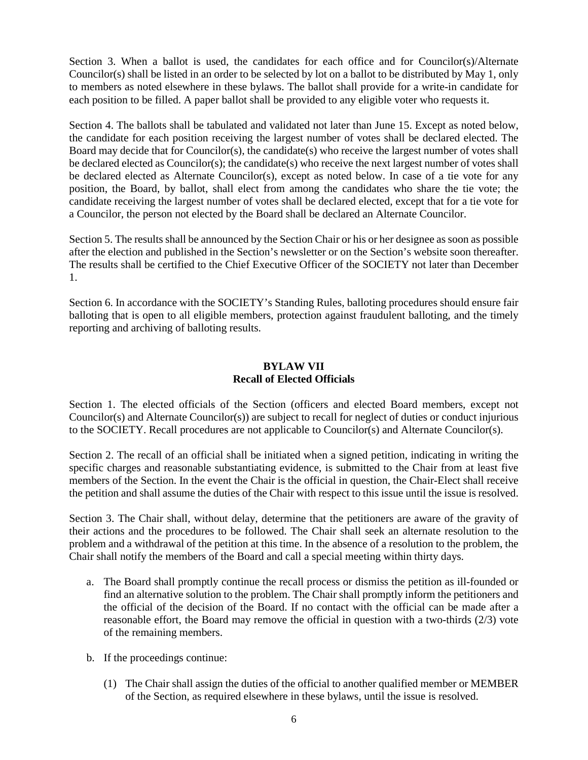Section 3. When a ballot is used, the candidates for each office and for Councilor(s)/Alternate Councilor(s) shall be listed in an order to be selected by lot on a ballot to be distributed by May 1, only to members as noted elsewhere in these bylaws. The ballot shall provide for a write-in candidate for each position to be filled. A paper ballot shall be provided to any eligible voter who requests it.

Section 4. The ballots shall be tabulated and validated not later than June 15. Except as noted below, the candidate for each position receiving the largest number of votes shall be declared elected. The Board may decide that for Councilor(s), the candidate(s) who receive the largest number of votes shall be declared elected as Councilor(s); the candidate(s) who receive the next largest number of votes shall be declared elected as Alternate Councilor(s), except as noted below. In case of a tie vote for any position, the Board, by ballot, shall elect from among the candidates who share the tie vote; the candidate receiving the largest number of votes shall be declared elected, except that for a tie vote for a Councilor, the person not elected by the Board shall be declared an Alternate Councilor.

Section 5. The results shall be announced by the Section Chair or his or her designee as soon as possible after the election and published in the Section's newsletter or on the Section's website soon thereafter. The results shall be certified to the Chief Executive Officer of the SOCIETY not later than December 1.

Section 6. In accordance with the SOCIETY's Standing Rules, balloting procedures should ensure fair balloting that is open to all eligible members, protection against fraudulent balloting, and the timely reporting and archiving of balloting results.

## BYLAW VII
## Recall of Elected Officials

Section 1. The elected officials of the Section (officers and elected Board members, except not Councilor(s) and Alternate Councilor(s)) are subject to recall for neglect of duties or conduct injurious to the SOCIETY. Recall procedures are not applicable to Councilor(s) and Alternate Councilor(s).

Section 2. The recall of an official shall be initiated when a signed petition, indicating in writing the specific charges and reasonable substantiating evidence, is submitted to the Chair from at least five members of the Section. In the event the Chair is the official in question, the Chair-Elect shall receive the petition and shall assume the duties of the Chair with respect to this issue until the issue is resolved.

Section 3. The Chair shall, without delay, determine that the petitioners are aware of the gravity of their actions and the procedures to be followed. The Chair shall seek an alternate resolution to the problem and a withdrawal of the petition at this time. In the absence of a resolution to the problem, the Chair shall notify the members of the Board and call a special meeting within thirty days.

a. The Board shall promptly continue the recall process or dismiss the petition as ill-founded or find an alternative solution to the problem. The Chair shall promptly inform the petitioners and the official of the decision of the Board. If no contact with the official can be made after a reasonable effort, the Board may remove the official in question with a two-thirds (2/3) vote of the remaining members.

b. If the proceedings continue:

   (1) The Chair shall assign the duties of the official to another qualified member or MEMBER of the Section, as required elsewhere in these bylaws, until the issue is resolved.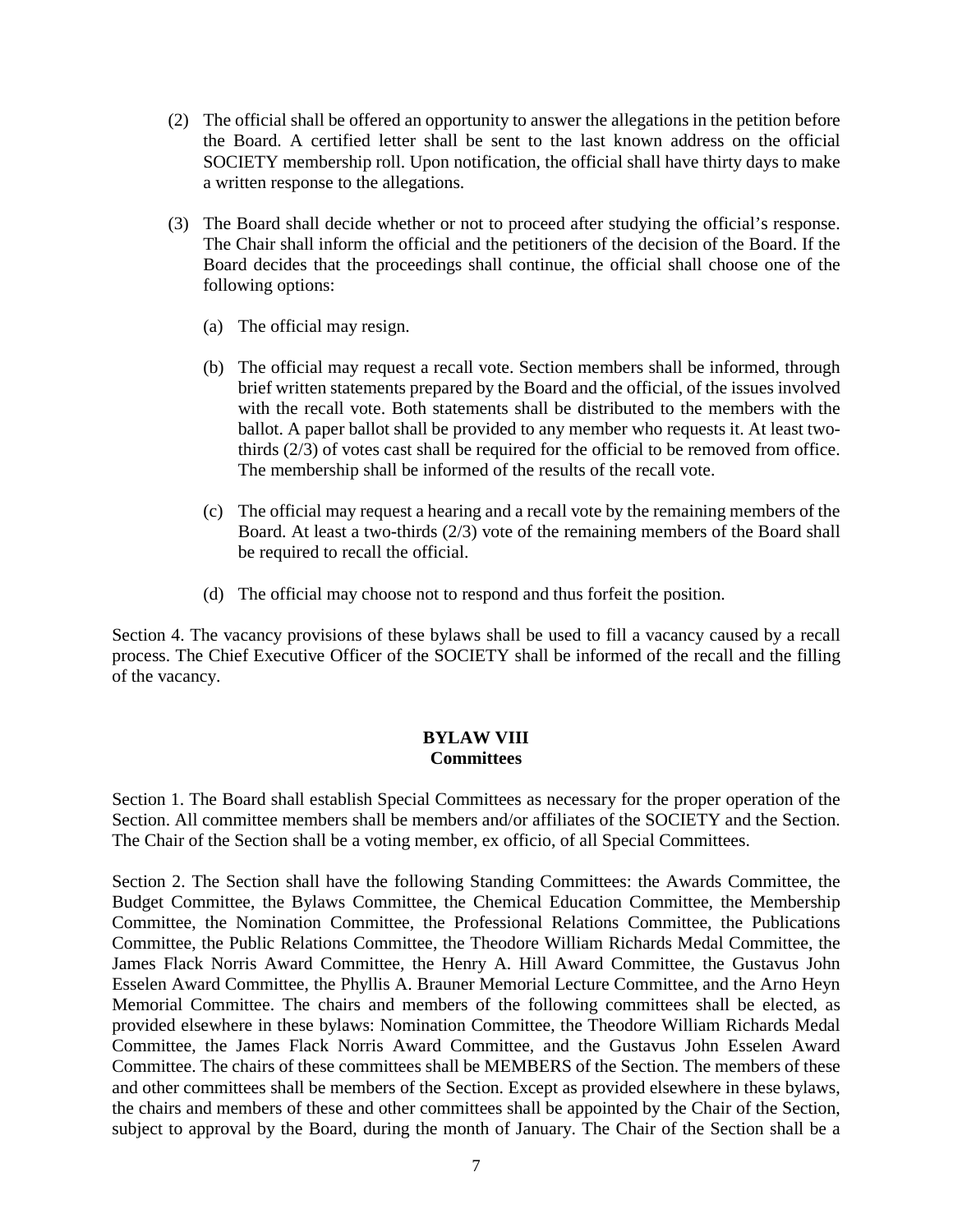(2) The official shall be offered an opportunity to answer the allegations in the petition before the Board. A certified letter shall be sent to the last known address on the official SOCIETY membership roll. Upon notification, the official shall have thirty days to make a written response to the allegations.

(3) The Board shall decide whether or not to proceed after studying the official's response. The Chair shall inform the official and the petitioners of the decision of the Board. If the Board decides that the proceedings shall continue, the official shall choose one of the following options:

   (a) The official may resign.

   (b) The official may request a recall vote. Section members shall be informed, through brief written statements prepared by the Board and the official, of the issues involved with the recall vote. Both statements shall be distributed to the members with the ballot. A paper ballot shall be provided to any member who requests it. At least two-thirds (2/3) of votes cast shall be required for the official to be removed from office. The membership shall be informed of the results of the recall vote.

   (c) The official may request a hearing and a recall vote by the remaining members of the Board. At least a two-thirds (2/3) vote of the remaining members of the Board shall be required to recall the official.

   (d) The official may choose not to respond and thus forfeit the position.

Section 4. The vacancy provisions of these bylaws shall be used to fill a vacancy caused by a recall process. The Chief Executive Officer of the SOCIETY shall be informed of the recall and the filling of the vacancy.

## BYLAW VIII
## Committees

Section 1. The Board shall establish Special Committees as necessary for the proper operation of the Section. All committee members shall be members and/or affiliates of the SOCIETY and the Section. The Chair of the Section shall be a voting member, ex officio, of all Special Committees.

Section 2. The Section shall have the following Standing Committees: the Awards Committee, the Budget Committee, the Bylaws Committee, the Chemical Education Committee, the Membership Committee, the Nomination Committee, the Professional Relations Committee, the Publications Committee, the Public Relations Committee, the Theodore William Richards Medal Committee, the James Flack Norris Award Committee, the Henry A. Hill Award Committee, the Gustavus John Esselen Award Committee, the Phyllis A. Brauner Memorial Lecture Committee, and the Arno Heyn Memorial Committee. The chairs and members of the following committees shall be elected, as provided elsewhere in these bylaws: Nomination Committee, the Theodore William Richards Medal Committee, the James Flack Norris Award Committee, and the Gustavus John Esselen Award Committee. The chairs of these committees shall be MEMBERS of the Section. The members of these and other committees shall be members of the Section. Except as provided elsewhere in these bylaws, the chairs and members of these and other committees shall be appointed by the Chair of the Section, subject to approval by the Board, during the month of January. The Chair of the Section shall be a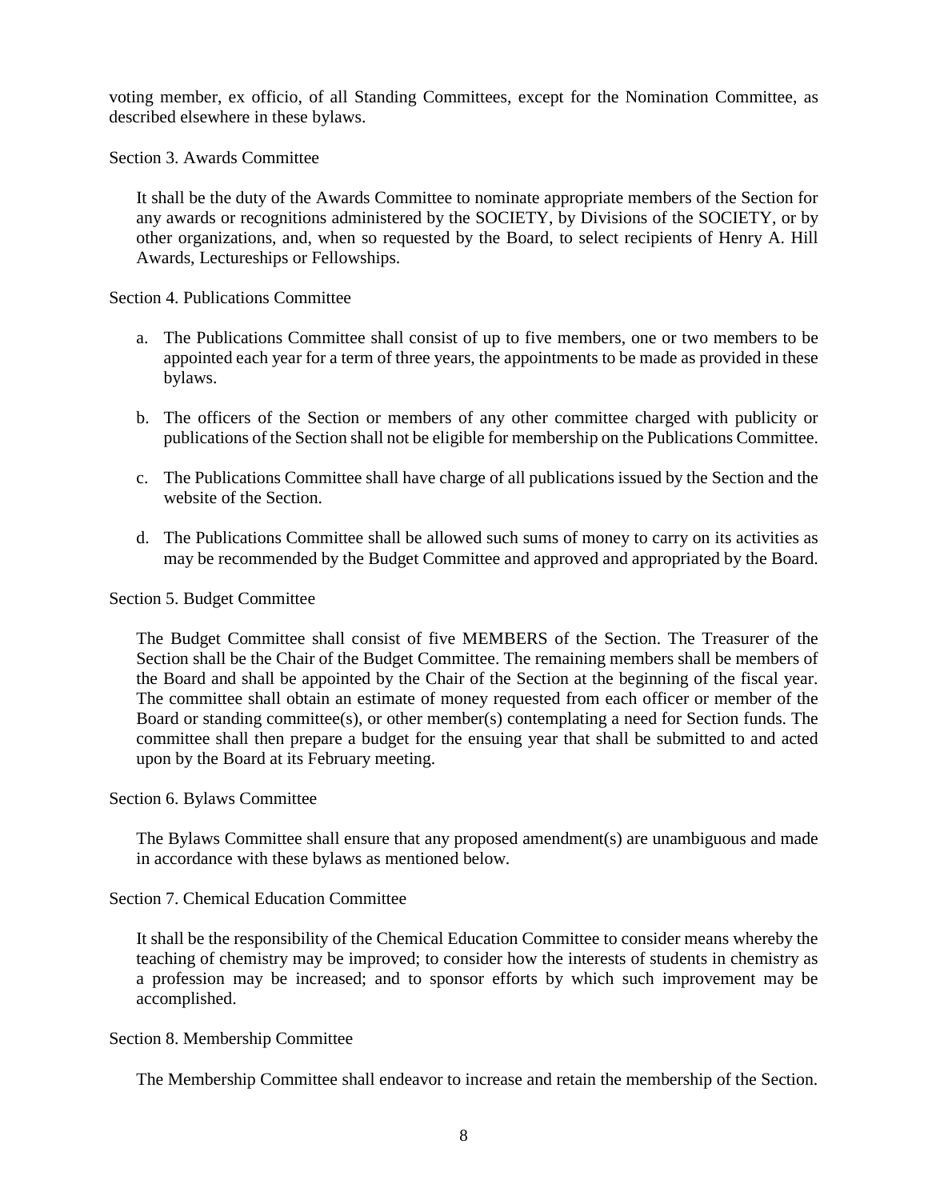voting member, ex officio, of all Standing Committees, except for the Nomination Committee, as described elsewhere in these bylaws.

Section 3. Awards Committee

It shall be the duty of the Awards Committee to nominate appropriate members of the Section for any awards or recognitions administered by the SOCIETY, by Divisions of the SOCIETY, or by other organizations, and, when so requested by the Board, to select recipients of Henry A. Hill Awards, Lectureships or Fellowships.

Section 4. Publications Committee

a. The Publications Committee shall consist of up to five members, one or two members to be appointed each year for a term of three years, the appointments to be made as provided in these bylaws.

b. The officers of the Section or members of any other committee charged with publicity or publications of the Section shall not be eligible for membership on the Publications Committee.

c. The Publications Committee shall have charge of all publications issued by the Section and the website of the Section.

d. The Publications Committee shall be allowed such sums of money to carry on its activities as may be recommended by the Budget Committee and approved and appropriated by the Board.

Section 5. Budget Committee

The Budget Committee shall consist of five MEMBERS of the Section. The Treasurer of the Section shall be the Chair of the Budget Committee. The remaining members shall be members of the Board and shall be appointed by the Chair of the Section at the beginning of the fiscal year. The committee shall obtain an estimate of money requested from each officer or member of the Board or standing committee(s), or other member(s) contemplating a need for Section funds. The committee shall then prepare a budget for the ensuing year that shall be submitted to and acted upon by the Board at its February meeting.

Section 6. Bylaws Committee

The Bylaws Committee shall ensure that any proposed amendment(s) are unambiguous and made in accordance with these bylaws as mentioned below.

Section 7. Chemical Education Committee

It shall be the responsibility of the Chemical Education Committee to consider means whereby the teaching of chemistry may be improved; to consider how the interests of students in chemistry as a profession may be increased; and to sponsor efforts by which such improvement may be accomplished.

Section 8. Membership Committee

The Membership Committee shall endeavor to increase and retain the membership of the Section.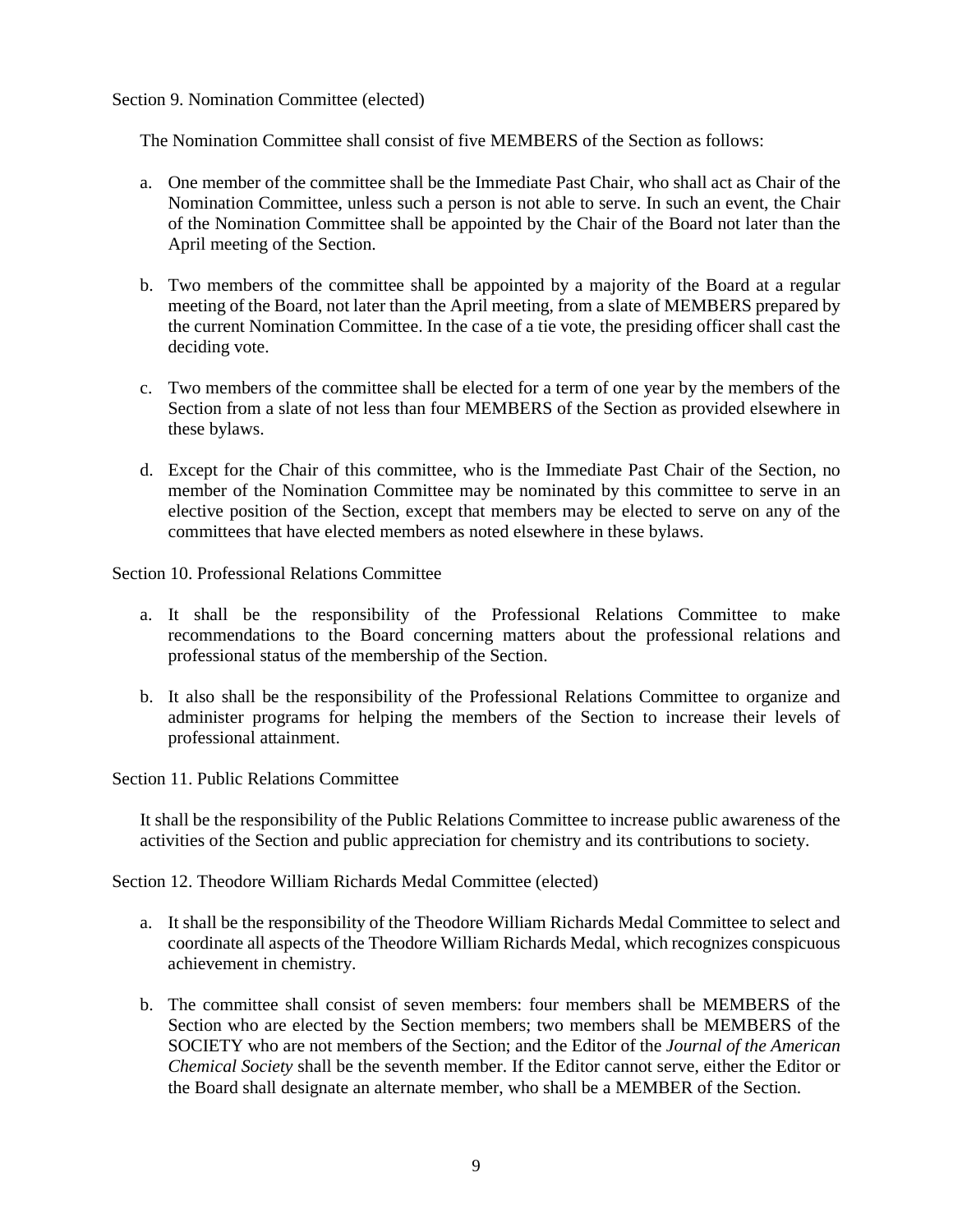Section 9. Nomination Committee (elected)

The Nomination Committee shall consist of five MEMBERS of the Section as follows:

a. One member of the committee shall be the Immediate Past Chair, who shall act as Chair of the Nomination Committee, unless such a person is not able to serve. In such an event, the Chair of the Nomination Committee shall be appointed by the Chair of the Board not later than the April meeting of the Section.

b. Two members of the committee shall be appointed by a majority of the Board at a regular meeting of the Board, not later than the April meeting, from a slate of MEMBERS prepared by the current Nomination Committee. In the case of a tie vote, the presiding officer shall cast the deciding vote.

c. Two members of the committee shall be elected for a term of one year by the members of the Section from a slate of not less than four MEMBERS of the Section as provided elsewhere in these bylaws.

d. Except for the Chair of this committee, who is the Immediate Past Chair of the Section, no member of the Nomination Committee may be nominated by this committee to serve in an elective position of the Section, except that members may be elected to serve on any of the committees that have elected members as noted elsewhere in these bylaws.

Section 10. Professional Relations Committee

a. It shall be the responsibility of the Professional Relations Committee to make recommendations to the Board concerning matters about the professional relations and professional status of the membership of the Section.

b. It also shall be the responsibility of the Professional Relations Committee to organize and administer programs for helping the members of the Section to increase their levels of professional attainment.

Section 11. Public Relations Committee

It shall be the responsibility of the Public Relations Committee to increase public awareness of the activities of the Section and public appreciation for chemistry and its contributions to society.

Section 12. Theodore William Richards Medal Committee (elected)

a. It shall be the responsibility of the Theodore William Richards Medal Committee to select and coordinate all aspects of the Theodore William Richards Medal, which recognizes conspicuous achievement in chemistry.

b. The committee shall consist of seven members: four members shall be MEMBERS of the Section who are elected by the Section members; two members shall be MEMBERS of the SOCIETY who are not members of the Section; and the Editor of the *Journal of the American Chemical Society* shall be the seventh member. If the Editor cannot serve, either the Editor or the Board shall designate an alternate member, who shall be a MEMBER of the Section.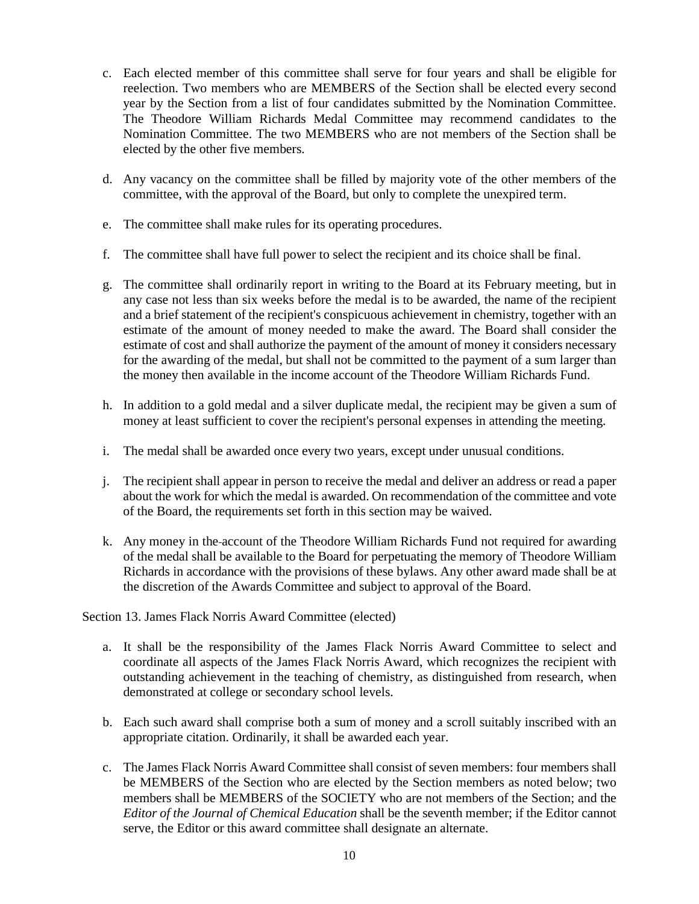c. Each elected member of this committee shall serve for four years and shall be eligible for reelection. Two members who are MEMBERS of the Section shall be elected every second year by the Section from a list of four candidates submitted by the Nomination Committee. The Theodore William Richards Medal Committee may recommend candidates to the Nomination Committee. The two MEMBERS who are not members of the Section shall be elected by the other five members.

d. Any vacancy on the committee shall be filled by majority vote of the other members of the committee, with the approval of the Board, but only to complete the unexpired term.

e. The committee shall make rules for its operating procedures.

f. The committee shall have full power to select the recipient and its choice shall be final.

g. The committee shall ordinarily report in writing to the Board at its February meeting, but in any case not less than six weeks before the medal is to be awarded, the name of the recipient and a brief statement of the recipient's conspicuous achievement in chemistry, together with an estimate of the amount of money needed to make the award. The Board shall consider the estimate of cost and shall authorize the payment of the amount of money it considers necessary for the awarding of the medal, but shall not be committed to the payment of a sum larger than the money then available in the income account of the Theodore William Richards Fund.

h. In addition to a gold medal and a silver duplicate medal, the recipient may be given a sum of money at least sufficient to cover the recipient's personal expenses in attending the meeting.

i. The medal shall be awarded once every two years, except under unusual conditions.

j. The recipient shall appear in person to receive the medal and deliver an address or read a paper about the work for which the medal is awarded. On recommendation of the committee and vote of the Board, the requirements set forth in this section may be waived.

k. Any money in the account of the Theodore William Richards Fund not required for awarding of the medal shall be available to the Board for perpetuating the memory of Theodore William Richards in accordance with the provisions of these bylaws. Any other award made shall be at the discretion of the Awards Committee and subject to approval of the Board.

Section 13. James Flack Norris Award Committee (elected)

a. It shall be the responsibility of the James Flack Norris Award Committee to select and coordinate all aspects of the James Flack Norris Award, which recognizes the recipient with outstanding achievement in the teaching of chemistry, as distinguished from research, when demonstrated at college or secondary school levels.

b. Each such award shall comprise both a sum of money and a scroll suitably inscribed with an appropriate citation. Ordinarily, it shall be awarded each year.

c. The James Flack Norris Award Committee shall consist of seven members: four members shall be MEMBERS of the Section who are elected by the Section members as noted below; two members shall be MEMBERS of the SOCIETY who are not members of the Section; and the *Editor of the Journal of Chemical Education* shall be the seventh member; if the Editor cannot serve, the Editor or this award committee shall designate an alternate.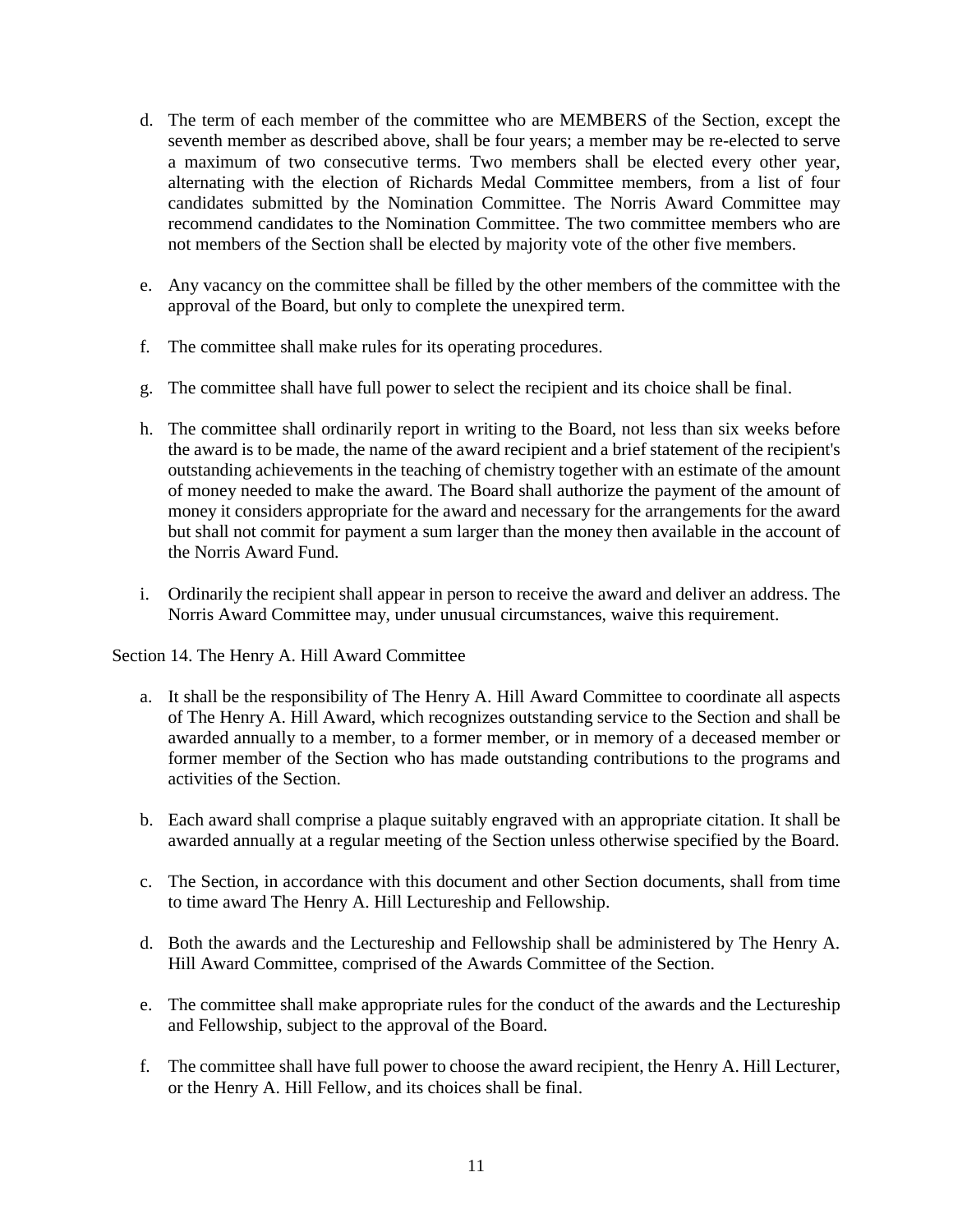d. The term of each member of the committee who are MEMBERS of the Section, except the seventh member as described above, shall be four years; a member may be re-elected to serve a maximum of two consecutive terms. Two members shall be elected every other year, alternating with the election of Richards Medal Committee members, from a list of four candidates submitted by the Nomination Committee. The Norris Award Committee may recommend candidates to the Nomination Committee. The two committee members who are not members of the Section shall be elected by majority vote of the other five members.

e. Any vacancy on the committee shall be filled by the other members of the committee with the approval of the Board, but only to complete the unexpired term.

f. The committee shall make rules for its operating procedures.

g. The committee shall have full power to select the recipient and its choice shall be final.

h. The committee shall ordinarily report in writing to the Board, not less than six weeks before the award is to be made, the name of the award recipient and a brief statement of the recipient's outstanding achievements in the teaching of chemistry together with an estimate of the amount of money needed to make the award. The Board shall authorize the payment of the amount of money it considers appropriate for the award and necessary for the arrangements for the award but shall not commit for payment a sum larger than the money then available in the account of the Norris Award Fund.

i. Ordinarily the recipient shall appear in person to receive the award and deliver an address. The Norris Award Committee may, under unusual circumstances, waive this requirement.

Section 14. The Henry A. Hill Award Committee

a. It shall be the responsibility of The Henry A. Hill Award Committee to coordinate all aspects of The Henry A. Hill Award, which recognizes outstanding service to the Section and shall be awarded annually to a member, to a former member, or in memory of a deceased member or former member of the Section who has made outstanding contributions to the programs and activities of the Section.

b. Each award shall comprise a plaque suitably engraved with an appropriate citation. It shall be awarded annually at a regular meeting of the Section unless otherwise specified by the Board.

c. The Section, in accordance with this document and other Section documents, shall from time to time award The Henry A. Hill Lectureship and Fellowship.

d. Both the awards and the Lectureship and Fellowship shall be administered by The Henry A. Hill Award Committee, comprised of the Awards Committee of the Section.

e. The committee shall make appropriate rules for the conduct of the awards and the Lectureship and Fellowship, subject to the approval of the Board.

f. The committee shall have full power to choose the award recipient, the Henry A. Hill Lecturer, or the Henry A. Hill Fellow, and its choices shall be final.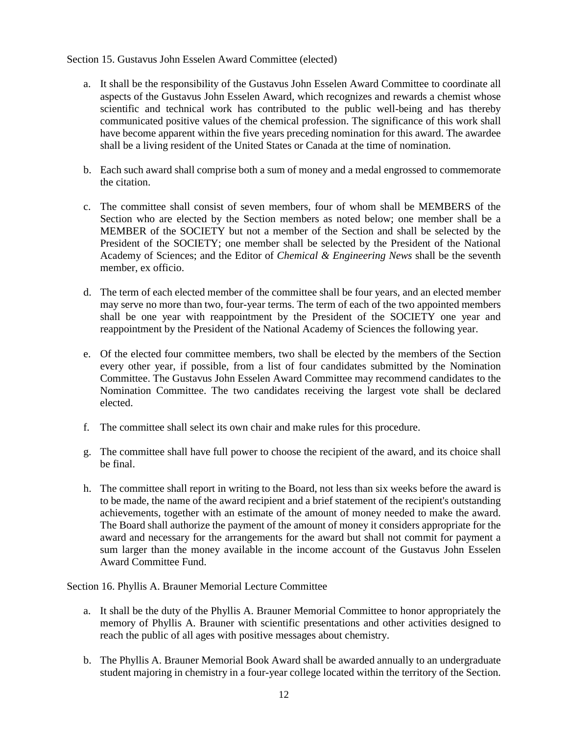Section 15. Gustavus John Esselen Award Committee (elected)

a. It shall be the responsibility of the Gustavus John Esselen Award Committee to coordinate all aspects of the Gustavus John Esselen Award, which recognizes and rewards a chemist whose scientific and technical work has contributed to the public well-being and has thereby communicated positive values of the chemical profession. The significance of this work shall have become apparent within the five years preceding nomination for this award. The awardee shall be a living resident of the United States or Canada at the time of nomination.

b. Each such award shall comprise both a sum of money and a medal engrossed to commemorate the citation.

c. The committee shall consist of seven members, four of whom shall be MEMBERS of the Section who are elected by the Section members as noted below; one member shall be a MEMBER of the SOCIETY but not a member of the Section and shall be selected by the President of the SOCIETY; one member shall be selected by the President of the National Academy of Sciences; and the Editor of *Chemical & Engineering News* shall be the seventh member, ex officio.

d. The term of each elected member of the committee shall be four years, and an elected member may serve no more than two, four-year terms. The term of each of the two appointed members shall be one year with reappointment by the President of the SOCIETY one year and reappointment by the President of the National Academy of Sciences the following year.

e. Of the elected four committee members, two shall be elected by the members of the Section every other year, if possible, from a list of four candidates submitted by the Nomination Committee. The Gustavus John Esselen Award Committee may recommend candidates to the Nomination Committee. The two candidates receiving the largest vote shall be declared elected.

f. The committee shall select its own chair and make rules for this procedure.

g. The committee shall have full power to choose the recipient of the award, and its choice shall be final.

h. The committee shall report in writing to the Board, not less than six weeks before the award is to be made, the name of the award recipient and a brief statement of the recipient's outstanding achievements, together with an estimate of the amount of money needed to make the award. The Board shall authorize the payment of the amount of money it considers appropriate for the award and necessary for the arrangements for the award but shall not commit for payment a sum larger than the money available in the income account of the Gustavus John Esselen Award Committee Fund.

Section 16. Phyllis A. Brauner Memorial Lecture Committee

a. It shall be the duty of the Phyllis A. Brauner Memorial Committee to honor appropriately the memory of Phyllis A. Brauner with scientific presentations and other activities designed to reach the public of all ages with positive messages about chemistry.

b. The Phyllis A. Brauner Memorial Book Award shall be awarded annually to an undergraduate student majoring in chemistry in a four-year college located within the territory of the Section.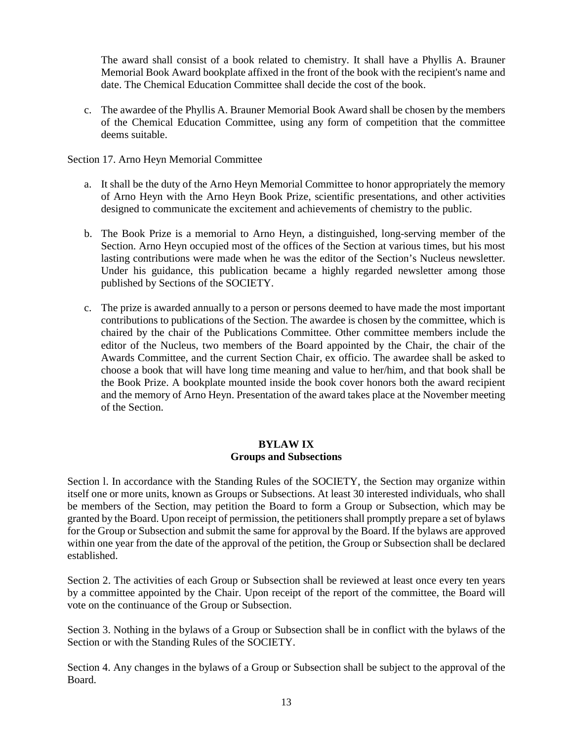The award shall consist of a book related to chemistry. It shall have a Phyllis A. Brauner Memorial Book Award bookplate affixed in the front of the book with the recipient's name and date. The Chemical Education Committee shall decide the cost of the book.

c. The awardee of the Phyllis A. Brauner Memorial Book Award shall be chosen by the members of the Chemical Education Committee, using any form of competition that the committee deems suitable.

Section 17. Arno Heyn Memorial Committee

a. It shall be the duty of the Arno Heyn Memorial Committee to honor appropriately the memory of Arno Heyn with the Arno Heyn Book Prize, scientific presentations, and other activities designed to communicate the excitement and achievements of chemistry to the public.

b. The Book Prize is a memorial to Arno Heyn, a distinguished, long-serving member of the Section. Arno Heyn occupied most of the offices of the Section at various times, but his most lasting contributions were made when he was the editor of the Section's Nucleus newsletter. Under his guidance, this publication became a highly regarded newsletter among those published by Sections of the SOCIETY.

c. The prize is awarded annually to a person or persons deemed to have made the most important contributions to publications of the Section. The awardee is chosen by the committee, which is chaired by the chair of the Publications Committee. Other committee members include the editor of the Nucleus, two members of the Board appointed by the Chair, the chair of the Awards Committee, and the current Section Chair, ex officio. The awardee shall be asked to choose a book that will have long time meaning and value to her/him, and that book shall be the Book Prize. A bookplate mounted inside the book cover honors both the award recipient and the memory of Arno Heyn. Presentation of the award takes place at the November meeting of the Section.

## BYLAW IX
## Groups and Subsections

Section l. In accordance with the Standing Rules of the SOCIETY, the Section may organize within itself one or more units, known as Groups or Subsections. At least 30 interested individuals, who shall be members of the Section, may petition the Board to form a Group or Subsection, which may be granted by the Board. Upon receipt of permission, the petitioners shall promptly prepare a set of bylaws for the Group or Subsection and submit the same for approval by the Board. If the bylaws are approved within one year from the date of the approval of the petition, the Group or Subsection shall be declared established.

Section 2. The activities of each Group or Subsection shall be reviewed at least once every ten years by a committee appointed by the Chair. Upon receipt of the report of the committee, the Board will vote on the continuance of the Group or Subsection.

Section 3. Nothing in the bylaws of a Group or Subsection shall be in conflict with the bylaws of the Section or with the Standing Rules of the SOCIETY.

Section 4. Any changes in the bylaws of a Group or Subsection shall be subject to the approval of the Board.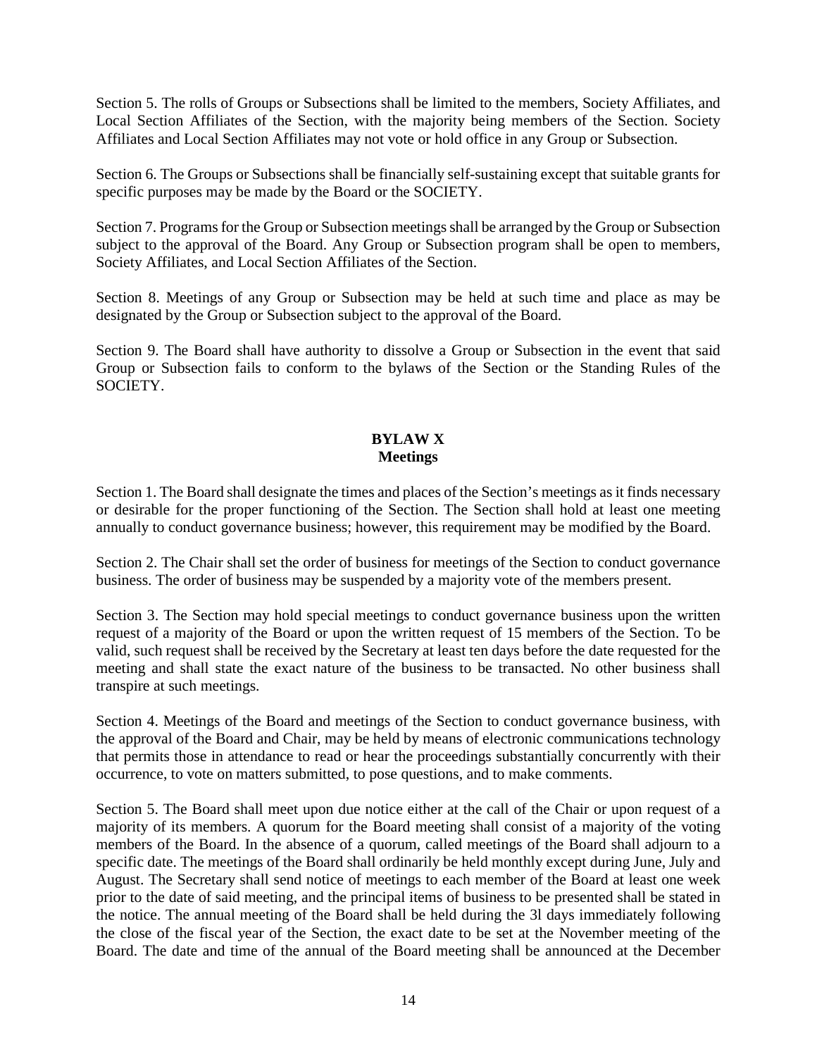Section 5. The rolls of Groups or Subsections shall be limited to the members, Society Affiliates, and Local Section Affiliates of the Section, with the majority being members of the Section. Society Affiliates and Local Section Affiliates may not vote or hold office in any Group or Subsection.

Section 6. The Groups or Subsections shall be financially self-sustaining except that suitable grants for specific purposes may be made by the Board or the SOCIETY.

Section 7. Programs for the Group or Subsection meetings shall be arranged by the Group or Subsection subject to the approval of the Board. Any Group or Subsection program shall be open to members, Society Affiliates, and Local Section Affiliates of the Section.

Section 8. Meetings of any Group or Subsection may be held at such time and place as may be designated by the Group or Subsection subject to the approval of the Board.

Section 9. The Board shall have authority to dissolve a Group or Subsection in the event that said Group or Subsection fails to conform to the bylaws of the Section or the Standing Rules of the SOCIETY.

## BYLAW X
## Meetings

Section 1. The Board shall designate the times and places of the Section's meetings as it finds necessary or desirable for the proper functioning of the Section. The Section shall hold at least one meeting annually to conduct governance business; however, this requirement may be modified by the Board.

Section 2. The Chair shall set the order of business for meetings of the Section to conduct governance business. The order of business may be suspended by a majority vote of the members present.

Section 3. The Section may hold special meetings to conduct governance business upon the written request of a majority of the Board or upon the written request of 15 members of the Section. To be valid, such request shall be received by the Secretary at least ten days before the date requested for the meeting and shall state the exact nature of the business to be transacted. No other business shall transpire at such meetings.

Section 4. Meetings of the Board and meetings of the Section to conduct governance business, with the approval of the Board and Chair, may be held by means of electronic communications technology that permits those in attendance to read or hear the proceedings substantially concurrently with their occurrence, to vote on matters submitted, to pose questions, and to make comments.

Section 5. The Board shall meet upon due notice either at the call of the Chair or upon request of a majority of its members. A quorum for the Board meeting shall consist of a majority of the voting members of the Board. In the absence of a quorum, called meetings of the Board shall adjourn to a specific date. The meetings of the Board shall ordinarily be held monthly except during June, July and August. The Secretary shall send notice of meetings to each member of the Board at least one week prior to the date of said meeting, and the principal items of business to be presented shall be stated in the notice. The annual meeting of the Board shall be held during the 3l days immediately following the close of the fiscal year of the Section, the exact date to be set at the November meeting of the Board. The date and time of the annual of the Board meeting shall be announced at the December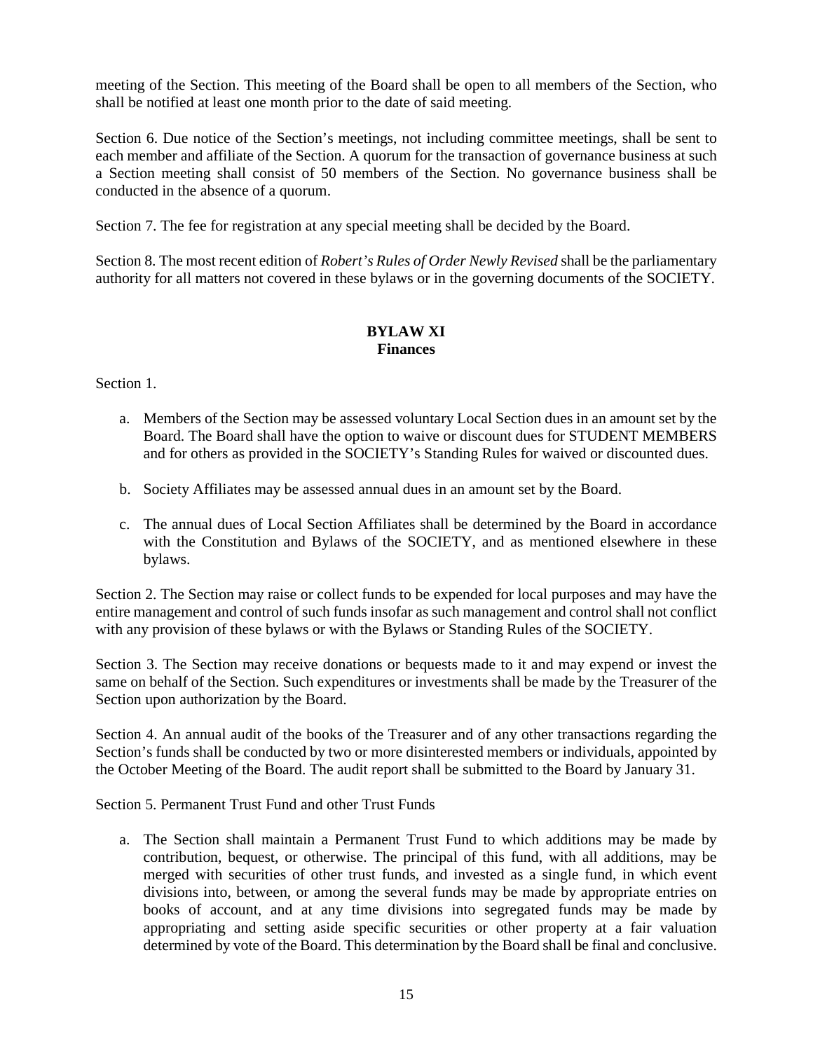meeting of the Section. This meeting of the Board shall be open to all members of the Section, who shall be notified at least one month prior to the date of said meeting.

Section 6. Due notice of the Section's meetings, not including committee meetings, shall be sent to each member and affiliate of the Section. A quorum for the transaction of governance business at such a Section meeting shall consist of 50 members of the Section. No governance business shall be conducted in the absence of a quorum.

Section 7. The fee for registration at any special meeting shall be decided by the Board.

Section 8. The most recent edition of *Robert's Rules of Order Newly Revised* shall be the parliamentary authority for all matters not covered in these bylaws or in the governing documents of the SOCIETY.

## BYLAW XI
## Finances

Section 1.

a. Members of the Section may be assessed voluntary Local Section dues in an amount set by the Board. The Board shall have the option to waive or discount dues for STUDENT MEMBERS and for others as provided in the SOCIETY's Standing Rules for waived or discounted dues.

b. Society Affiliates may be assessed annual dues in an amount set by the Board.

c. The annual dues of Local Section Affiliates shall be determined by the Board in accordance with the Constitution and Bylaws of the SOCIETY, and as mentioned elsewhere in these bylaws.

Section 2. The Section may raise or collect funds to be expended for local purposes and may have the entire management and control of such funds insofar as such management and control shall not conflict with any provision of these bylaws or with the Bylaws or Standing Rules of the SOCIETY.

Section 3. The Section may receive donations or bequests made to it and may expend or invest the same on behalf of the Section. Such expenditures or investments shall be made by the Treasurer of the Section upon authorization by the Board.

Section 4. An annual audit of the books of the Treasurer and of any other transactions regarding the Section's funds shall be conducted by two or more disinterested members or individuals, appointed by the October Meeting of the Board. The audit report shall be submitted to the Board by January 31.

Section 5. Permanent Trust Fund and other Trust Funds

a. The Section shall maintain a Permanent Trust Fund to which additions may be made by contribution, bequest, or otherwise. The principal of this fund, with all additions, may be merged with securities of other trust funds, and invested as a single fund, in which event divisions into, between, or among the several funds may be made by appropriate entries on books of account, and at any time divisions into segregated funds may be made by appropriating and setting aside specific securities or other property at a fair valuation determined by vote of the Board. This determination by the Board shall be final and conclusive.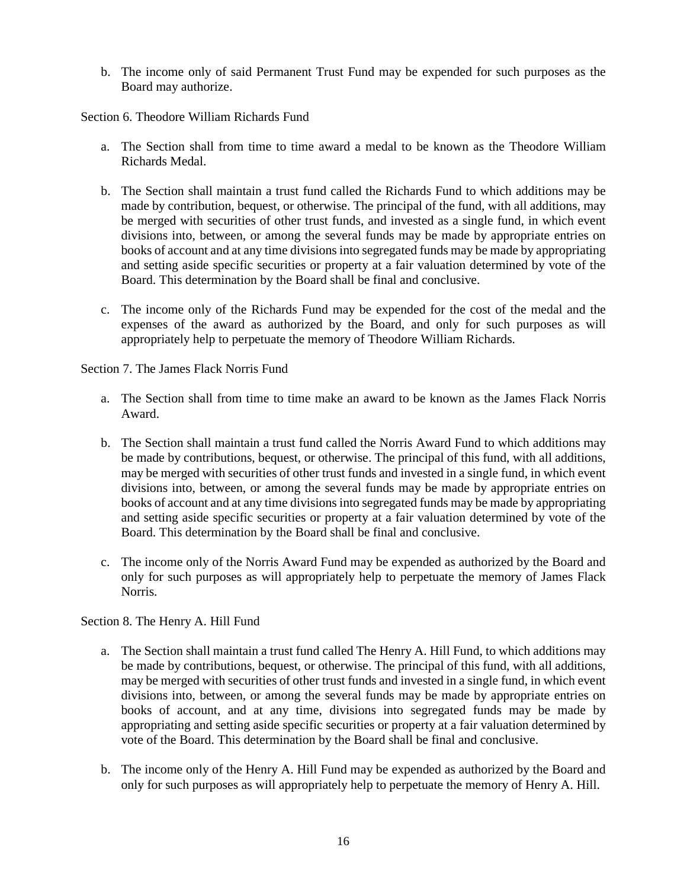b. The income only of said Permanent Trust Fund may be expended for such purposes as the Board may authorize.

Section 6. Theodore William Richards Fund

a. The Section shall from time to time award a medal to be known as the Theodore William Richards Medal.

b. The Section shall maintain a trust fund called the Richards Fund to which additions may be made by contribution, bequest, or otherwise. The principal of the fund, with all additions, may be merged with securities of other trust funds, and invested as a single fund, in which event divisions into, between, or among the several funds may be made by appropriate entries on books of account and at any time divisions into segregated funds may be made by appropriating and setting aside specific securities or property at a fair valuation determined by vote of the Board. This determination by the Board shall be final and conclusive.

c. The income only of the Richards Fund may be expended for the cost of the medal and the expenses of the award as authorized by the Board, and only for such purposes as will appropriately help to perpetuate the memory of Theodore William Richards.

Section 7. The James Flack Norris Fund

a. The Section shall from time to time make an award to be known as the James Flack Norris Award.

b. The Section shall maintain a trust fund called the Norris Award Fund to which additions may be made by contributions, bequest, or otherwise. The principal of this fund, with all additions, may be merged with securities of other trust funds and invested in a single fund, in which event divisions into, between, or among the several funds may be made by appropriate entries on books of account and at any time divisions into segregated funds may be made by appropriating and setting aside specific securities or property at a fair valuation determined by vote of the Board. This determination by the Board shall be final and conclusive.

c. The income only of the Norris Award Fund may be expended as authorized by the Board and only for such purposes as will appropriately help to perpetuate the memory of James Flack Norris.

Section 8. The Henry A. Hill Fund

a. The Section shall maintain a trust fund called The Henry A. Hill Fund, to which additions may be made by contributions, bequest, or otherwise. The principal of this fund, with all additions, may be merged with securities of other trust funds and invested in a single fund, in which event divisions into, between, or among the several funds may be made by appropriate entries on books of account, and at any time, divisions into segregated funds may be made by appropriating and setting aside specific securities or property at a fair valuation determined by vote of the Board. This determination by the Board shall be final and conclusive.

b. The income only of the Henry A. Hill Fund may be expended as authorized by the Board and only for such purposes as will appropriately help to perpetuate the memory of Henry A. Hill.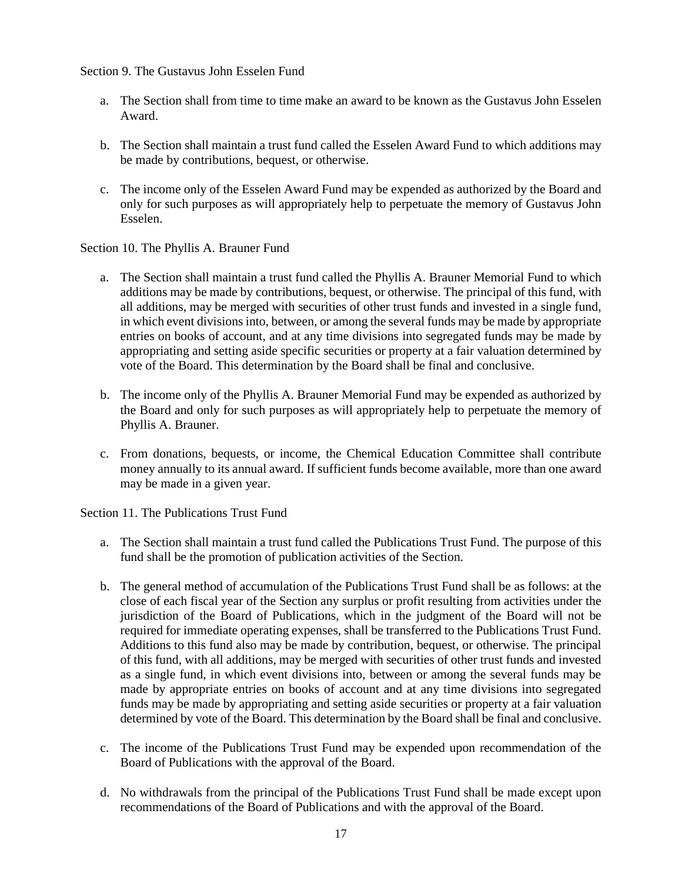Section 9. The Gustavus John Esselen Fund

a. The Section shall from time to time make an award to be known as the Gustavus John Esselen Award.

b. The Section shall maintain a trust fund called the Esselen Award Fund to which additions may be made by contributions, bequest, or otherwise.

c. The income only of the Esselen Award Fund may be expended as authorized by the Board and only for such purposes as will appropriately help to perpetuate the memory of Gustavus John Esselen.

Section 10. The Phyllis A. Brauner Fund

a. The Section shall maintain a trust fund called the Phyllis A. Brauner Memorial Fund to which additions may be made by contributions, bequest, or otherwise. The principal of this fund, with all additions, may be merged with securities of other trust funds and invested in a single fund, in which event divisions into, between, or among the several funds may be made by appropriate entries on books of account, and at any time divisions into segregated funds may be made by appropriating and setting aside specific securities or property at a fair valuation determined by vote of the Board. This determination by the Board shall be final and conclusive.

b. The income only of the Phyllis A. Brauner Memorial Fund may be expended as authorized by the Board and only for such purposes as will appropriately help to perpetuate the memory of Phyllis A. Brauner.

c. From donations, bequests, or income, the Chemical Education Committee shall contribute money annually to its annual award. If sufficient funds become available, more than one award may be made in a given year.

Section 11. The Publications Trust Fund

a. The Section shall maintain a trust fund called the Publications Trust Fund. The purpose of this fund shall be the promotion of publication activities of the Section.

b. The general method of accumulation of the Publications Trust Fund shall be as follows: at the close of each fiscal year of the Section any surplus or profit resulting from activities under the jurisdiction of the Board of Publications, which in the judgment of the Board will not be required for immediate operating expenses, shall be transferred to the Publications Trust Fund. Additions to this fund also may be made by contribution, bequest, or otherwise. The principal of this fund, with all additions, may be merged with securities of other trust funds and invested as a single fund, in which event divisions into, between or among the several funds may be made by appropriate entries on books of account and at any time divisions into segregated funds may be made by appropriating and setting aside securities or property at a fair valuation determined by vote of the Board. This determination by the Board shall be final and conclusive.

c. The income of the Publications Trust Fund may be expended upon recommendation of the Board of Publications with the approval of the Board.

d. No withdrawals from the principal of the Publications Trust Fund shall be made except upon recommendations of the Board of Publications and with the approval of the Board.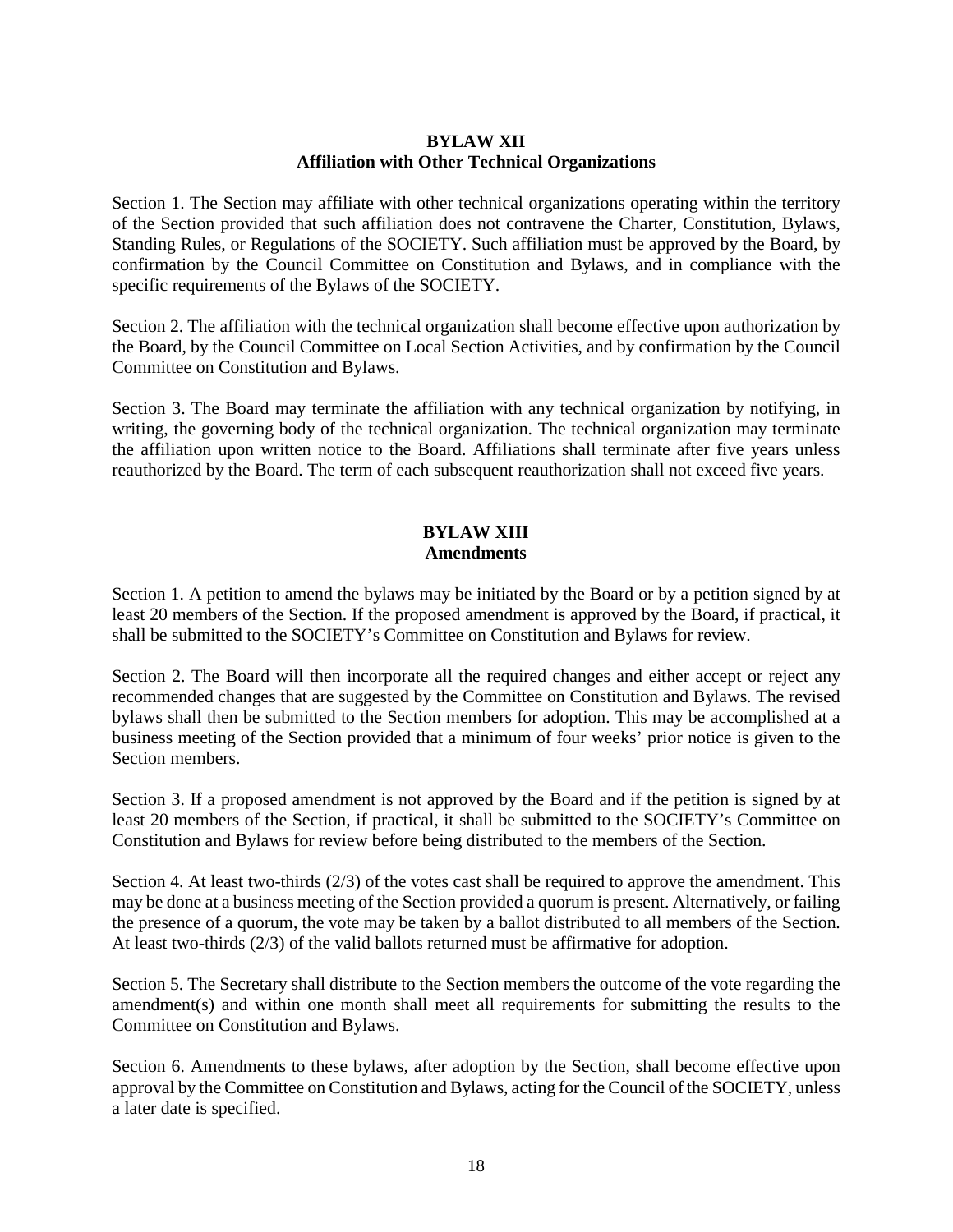## BYLAW XII
## Affiliation with Other Technical Organizations

Section 1. The Section may affiliate with other technical organizations operating within the territory of the Section provided that such affiliation does not contravene the Charter, Constitution, Bylaws, Standing Rules, or Regulations of the SOCIETY. Such affiliation must be approved by the Board, by confirmation by the Council Committee on Constitution and Bylaws, and in compliance with the specific requirements of the Bylaws of the SOCIETY.

Section 2. The affiliation with the technical organization shall become effective upon authorization by the Board, by the Council Committee on Local Section Activities, and by confirmation by the Council Committee on Constitution and Bylaws.

Section 3. The Board may terminate the affiliation with any technical organization by notifying, in writing, the governing body of the technical organization. The technical organization may terminate the affiliation upon written notice to the Board. Affiliations shall terminate after five years unless reauthorized by the Board. The term of each subsequent reauthorization shall not exceed five years.

## BYLAW XIII
## Amendments

Section 1. A petition to amend the bylaws may be initiated by the Board or by a petition signed by at least 20 members of the Section. If the proposed amendment is approved by the Board, if practical, it shall be submitted to the SOCIETY's Committee on Constitution and Bylaws for review.

Section 2. The Board will then incorporate all the required changes and either accept or reject any recommended changes that are suggested by the Committee on Constitution and Bylaws. The revised bylaws shall then be submitted to the Section members for adoption. This may be accomplished at a business meeting of the Section provided that a minimum of four weeks' prior notice is given to the Section members.

Section 3. If a proposed amendment is not approved by the Board and if the petition is signed by at least 20 members of the Section, if practical, it shall be submitted to the SOCIETY's Committee on Constitution and Bylaws for review before being distributed to the members of the Section.

Section 4. At least two-thirds (2/3) of the votes cast shall be required to approve the amendment. This may be done at a business meeting of the Section provided a quorum is present. Alternatively, or failing the presence of a quorum, the vote may be taken by a ballot distributed to all members of the Section. At least two-thirds (2/3) of the valid ballots returned must be affirmative for adoption.

Section 5. The Secretary shall distribute to the Section members the outcome of the vote regarding the amendment(s) and within one month shall meet all requirements for submitting the results to the Committee on Constitution and Bylaws.

Section 6. Amendments to these bylaws, after adoption by the Section, shall become effective upon approval by the Committee on Constitution and Bylaws, acting for the Council of the SOCIETY, unless a later date is specified.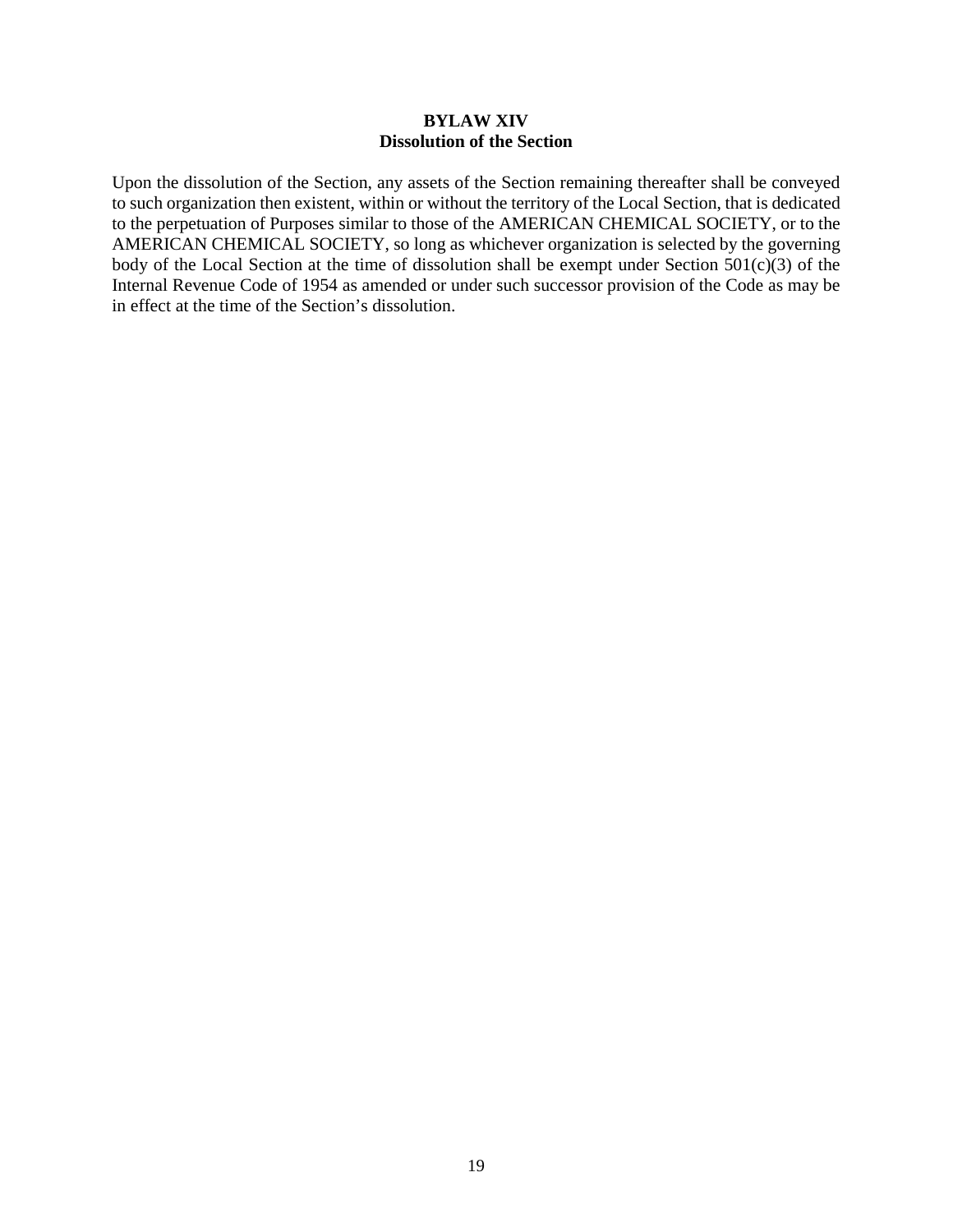## BYLAW XIV
## Dissolution of the Section

Upon the dissolution of the Section, any assets of the Section remaining thereafter shall be conveyed to such organization then existent, within or without the territory of the Local Section, that is dedicated to the perpetuation of Purposes similar to those of the AMERICAN CHEMICAL SOCIETY, or to the AMERICAN CHEMICAL SOCIETY, so long as whichever organization is selected by the governing body of the Local Section at the time of dissolution shall be exempt under Section 501(c)(3) of the Internal Revenue Code of 1954 as amended or under such successor provision of the Code as may be in effect at the time of the Section's dissolution.